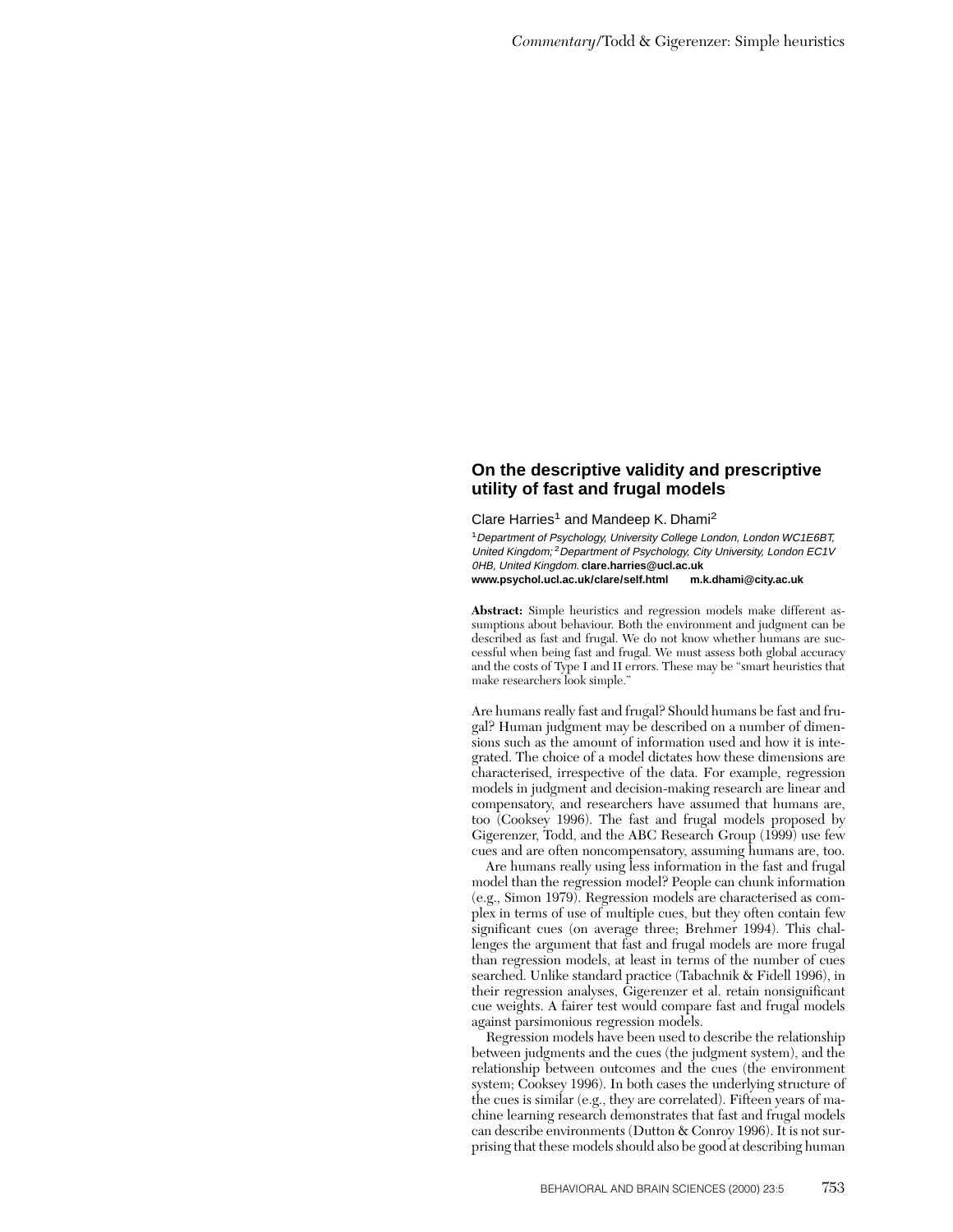## On the descriptive validity and prescriptive utility of fast and frugal models

Clare Harries[1] and Mandeep K. Dhami[2]

[1]*Department of Psychology, University College London, London WC1E6BT, United Kingdom;* [2]*Department of Psychology, City University, London EC1V 0HB, United Kingdom.* **clare.harries@ucl.ac.uk**
**www.psychol.ucl.ac.uk/clare/self.html** **m.k.dhami@city.ac.uk**

**Abstract:** Simple heuristics and regression models make different assumptions about behaviour. Both the environment and judgment can be described as fast and frugal. We do not know whether humans are successful when being fast and frugal. We must assess both global accuracy and the costs of Type I and II errors. These may be "smart heuristics that make researchers look simple."

Are humans really fast and frugal? Should humans be fast and frugal? Human judgment may be described on a number of dimensions such as the amount of information used and how it is integrated. The choice of a model dictates how these dimensions are characterised, irrespective of the data. For example, regression models in judgment and decision-making research are linear and compensatory, and researchers have assumed that humans are, too (Cooksey 1996). The fast and frugal models proposed by Gigerenzer, Todd, and the ABC Research Group (1999) use few cues and are often noncompensatory, assuming humans are, too.

Are humans really using less information in the fast and frugal model than the regression model? People can chunk information (e.g., Simon 1979). Regression models are characterised as complex in terms of use of multiple cues, but they often contain few significant cues (on average three; Brehmer 1994). This challenges the argument that fast and frugal models are more frugal than regression models, at least in terms of the number of cues searched. Unlike standard practice (Tabachnik & Fidell 1996), in their regression analyses, Gigerenzer et al. retain nonsignificant cue weights. A fairer test would compare fast and frugal models against parsimonious regression models.

Regression models have been used to describe the relationship between judgments and the cues (the judgment system), and the relationship between outcomes and the cues (the environment system; Cooksey 1996). In both cases the underlying structure of the cues is similar (e.g., they are correlated). Fifteen years of machine learning research demonstrates that fast and frugal models can describe environments (Dutton & Conroy 1996). It is not surprising that these models should also be good at describing human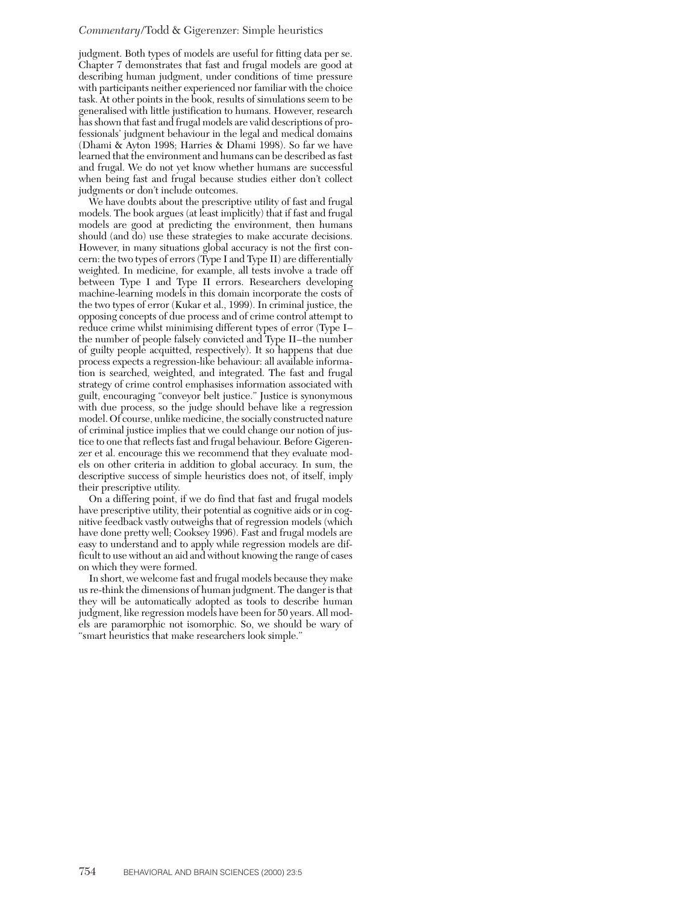judgment. Both types of models are useful for fitting data per se. Chapter 7 demonstrates that fast and frugal models are good at describing human judgment, under conditions of time pressure with participants neither experienced nor familiar with the choice task. At other points in the book, results of simulations seem to be generalised with little justification to humans. However, research has shown that fast and frugal models are valid descriptions of professionals' judgment behaviour in the legal and medical domains (Dhami & Ayton 1998; Harries & Dhami 1998). So far we have learned that the environment and humans can be described as fast and frugal. We do not yet know whether humans are successful when being fast and frugal because studies either don't collect judgments or don't include outcomes.

We have doubts about the prescriptive utility of fast and frugal models. The book argues (at least implicitly) that if fast and frugal models are good at predicting the environment, then humans should (and do) use these strategies to make accurate decisions. However, in many situations global accuracy is not the first concern: the two types of errors (Type I and Type II) are differentially weighted. In medicine, for example, all tests involve a trade off between Type I and Type II errors. Researchers developing machine-learning models in this domain incorporate the costs of the two types of error (Kukar et al., 1999). In criminal justice, the opposing concepts of due process and of crime control attempt to reduce crime whilst minimising different types of error (Type I–the number of people falsely convicted and Type II–the number of guilty people acquitted, respectively). It so happens that due process expects a regression-like behaviour: all available information is searched, weighted, and integrated. The fast and frugal strategy of crime control emphasises information associated with guilt, encouraging "conveyor belt justice." Justice is synonymous with due process, so the judge should behave like a regression model. Of course, unlike medicine, the socially constructed nature of criminal justice implies that we could change our notion of justice to one that reflects fast and frugal behaviour. Before Gigerenzer et al. encourage this we recommend that they evaluate models on other criteria in addition to global accuracy. In sum, the descriptive success of simple heuristics does not, of itself, imply their prescriptive utility.

On a differing point, if we do find that fast and frugal models have prescriptive utility, their potential as cognitive aids or in cognitive feedback vastly outweighs that of regression models (which have done pretty well; Cooksey 1996). Fast and frugal models are easy to understand and to apply while regression models are difficult to use without an aid and without knowing the range of cases on which they were formed.

In short, we welcome fast and frugal models because they make us re-think the dimensions of human judgment. The danger is that they will be automatically adopted as tools to describe human judgment, like regression models have been for 50 years. All models are paramorphic not isomorphic. So, we should be wary of "smart heuristics that make researchers look simple."